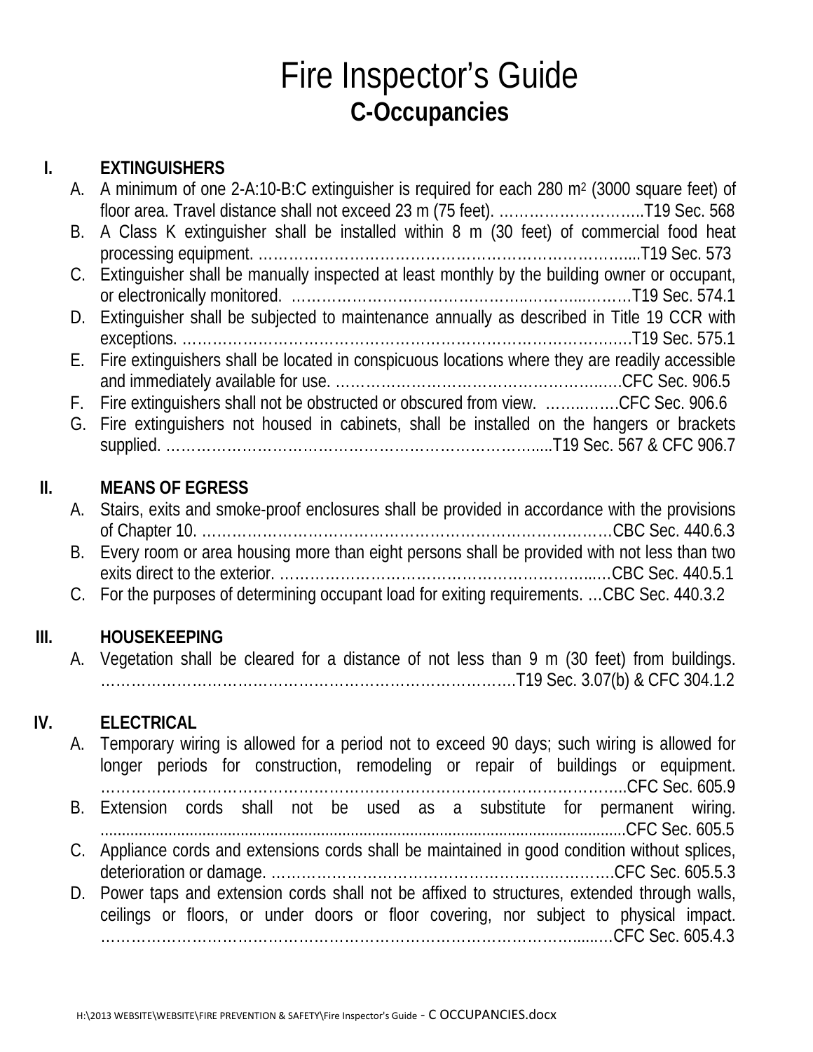# Fire Inspector's Guide

## C-Occupancies

**I. EXTINGUISHERS**

A. A minimum of one 2-A:10-B:C extinguisher is required for each 280 $m^2$ (3000 square feet) of floor area. Travel distance shall not exceed 23 m (75 feet). ………………………..T19 Sec. 568

B. A Class K extinguisher shall be installed within 8 m (30 feet) of commercial food heat processing equipment. ………………………………………………………………......T19 Sec. 573

C. Extinguisher shall be manually inspected at least monthly by the building owner or occupant, or electronically monitored. ………………………………………..……......……T19 Sec. 574.1

D. Extinguisher shall be subjected to maintenance annually as described in Title 19 CCR with exceptions. …………………………………………………………………………….T19 Sec. 575.1

E. Fire extinguishers shall be located in conspicuous locations where they are readily accessible and immediately available for use. ……………………………………………..…CFC Sec. 906.5

F. Fire extinguishers shall not be obstructed or obscured from view. …….……CFC Sec. 906.6

G. Fire extinguishers not housed in cabinets, shall be installed on the hangers or brackets supplied. ……………………………………………………………......T19 Sec. 567 & CFC 906.7

**II. MEANS OF EGRESS**

A. Stairs, exits and smoke-proof enclosures shall be provided in accordance with the provisions of Chapter 10. ……………………………………………………………………CBC Sec. 440.6.3

B. Every room or area housing more than eight persons shall be provided with not less than two exits direct to the exterior. ………………………………………………….…CBC Sec. 440.5.1

C. For the purposes of determining occupant load for exiting requirements. …CBC Sec. 440.3.2

**III. HOUSEKEEPING**

A. Vegetation shall be cleared for a distance of not less than 9 m (30 feet) from buildings. ……………………………………………………………………….T19 Sec. 3.07(b) & CFC 304.1.2

**IV. ELECTRICAL**

A. Temporary wiring is allowed for a period not to exceed 90 days; such wiring is allowed for longer periods for construction, remodeling or repair of buildings or equipment. ……………………………………………………………………………………..CFC Sec. 605.9

B. Extension cords shall not be used as a substitute for permanent wiring. ..........................................................................................................................CFC Sec. 605.5

C. Appliance cords and extensions cords shall be maintained in good condition without splices, deterioration or damage. ………………………………………………………….CFC Sec. 605.5.3

D. Power taps and extension cords shall not be affixed to structures, extended through walls, ceilings or floors, or under doors or floor covering, nor subject to physical impact. ……………………………………………………………………………….....…CFC Sec. 605.4.3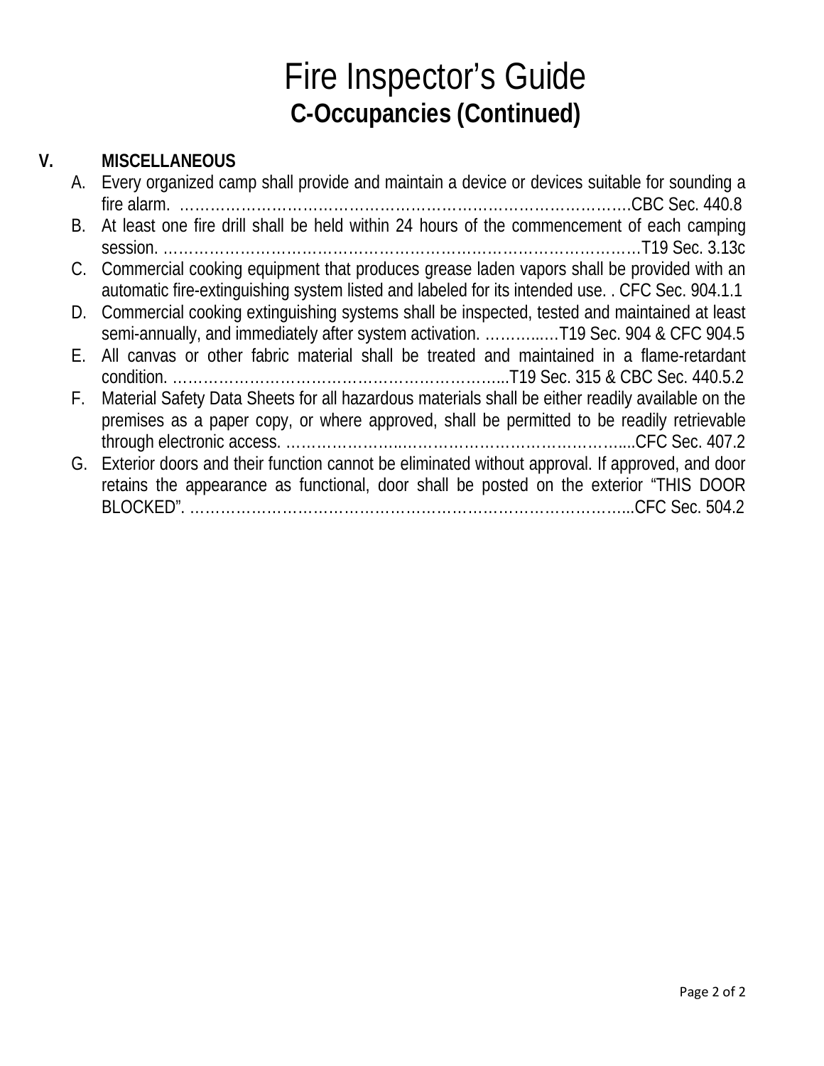# Fire Inspector's Guide

## C-Occupancies (Continued)

**V. MISCELLANEOUS**

A. Every organized camp shall provide and maintain a device or devices suitable for sounding a fire alarm. ……………………………………………………………………………….CBC Sec. 440.8

B. At least one fire drill shall be held within 24 hours of the commencement of each camping session. ……………………………………………………………………………………T19 Sec. 3.13c

C. Commercial cooking equipment that produces grease laden vapors shall be provided with an automatic fire-extinguishing system listed and labeled for its intended use. . CFC Sec. 904.1.1

D. Commercial cooking extinguishing systems shall be inspected, tested and maintained at least semi-annually, and immediately after system activation. …………..…T19 Sec. 904 & CFC 904.5

E. All canvas or other fabric material shall be treated and maintained in a flame-retardant condition. …………………………………………………………....T19 Sec. 315 & CBC Sec. 440.5.2

F. Material Safety Data Sheets for all hazardous materials shall be either readily available on the premises as a paper copy, or where approved, shall be permitted to be readily retrievable through electronic access. ……………………………………………………………....CFC Sec. 407.2

G. Exterior doors and their function cannot be eliminated without approval. If approved, and door retains the appearance as functional, door shall be posted on the exterior "THIS DOOR BLOCKED". ……………………………………………………………………………...CFC Sec. 504.2